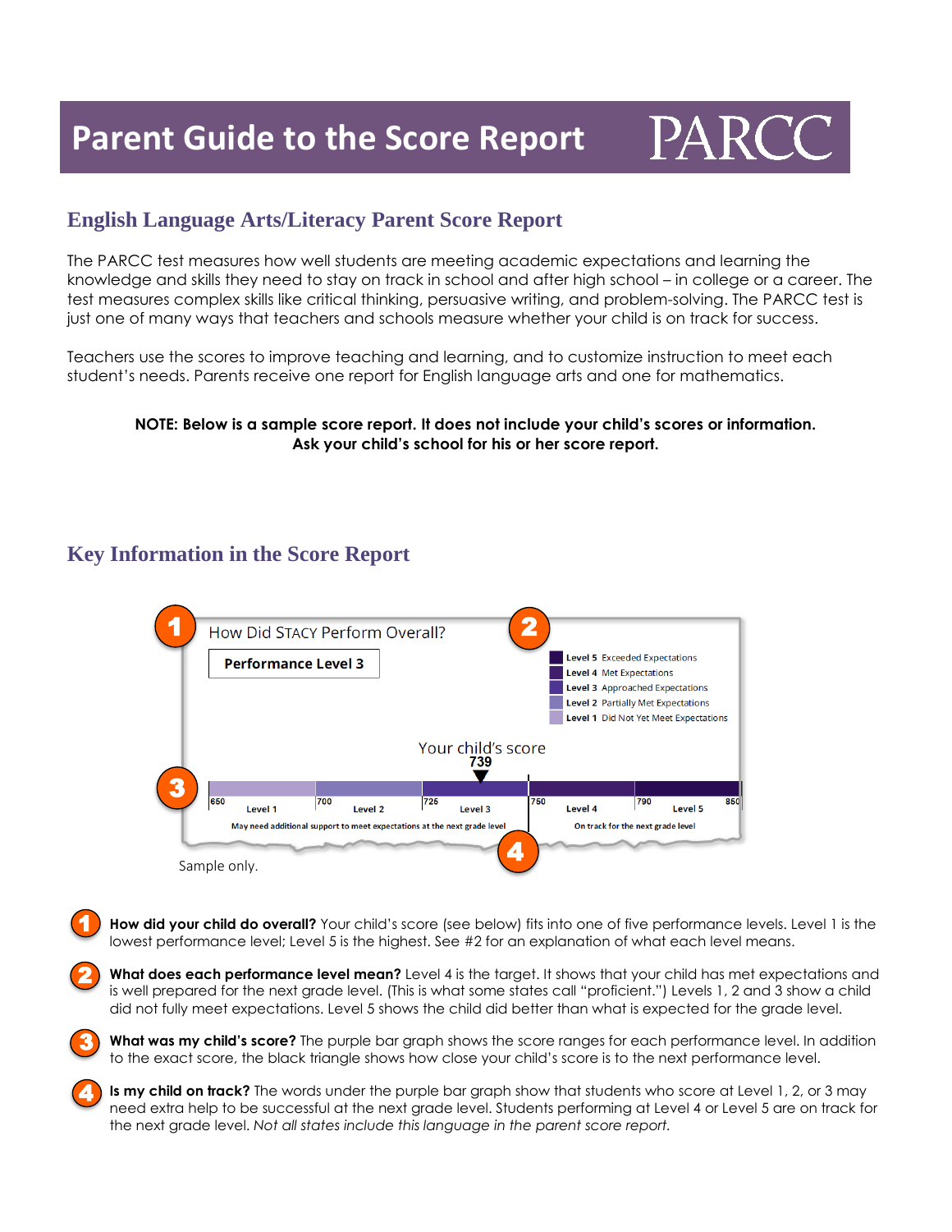# Parent Guide to the Score Report

PARCC

## English Language Arts/Literacy Parent Score Report

The PARCC test measures how well students are meeting academic expectations and learning the knowledge and skills they need to stay on track in school and after high school – in college or a career. The test measures complex skills like critical thinking, persuasive writing, and problem-solving. The PARCC test is just one of many ways that teachers and schools measure whether your child is on track for success.

Teachers use the scores to improve teaching and learning, and to customize instruction to meet each student's needs. Parents receive one report for English language arts and one for mathematics.

**NOTE: Below is a sample score report. It does not include your child's scores or information. Ask your child's school for his or her score report.**

## Key Information in the Score Report

**1** How Did STACY Perform Overall?

**Performance Level 3**

**2**

- **Level 5** Exceeded Expectations
- **Level 4** Met Expectations
- **Level 3** Approached Expectations
- **Level 2** Partially Met Expectations
- **Level 1** Did Not Yet Meet Expectations

Your child's score
739

**3**

| 650 Level 1 | 700 Level 2 | 726 Level 3 | 750 Level 4 | 790 Level 5 850 |
|---|---|---|---|---|

May need additional support to meet expectations at the next grade level | On track for the next grade level

**4**

Sample only.

**1** **How did your child do overall?** Your child's score (see below) fits into one of five performance levels. Level 1 is the lowest performance level; Level 5 is the highest. See #2 for an explanation of what each level means.

**2** **What does each performance level mean?** Level 4 is the target. It shows that your child has met expectations and is well prepared for the next grade level. (This is what some states call "proficient.") Levels 1, 2 and 3 show a child did not fully meet expectations. Level 5 shows the child did better than what is expected for the grade level.

**3** **What was my child's score?** The purple bar graph shows the score ranges for each performance level. In addition to the exact score, the black triangle shows how close your child's score is to the next performance level.

**4** **Is my child on track?** The words under the purple bar graph show that students who score at Level 1, 2, or 3 may need extra help to be successful at the next grade level. Students performing at Level 4 or Level 5 are on track for the next grade level. *Not all states include this language in the parent score report.*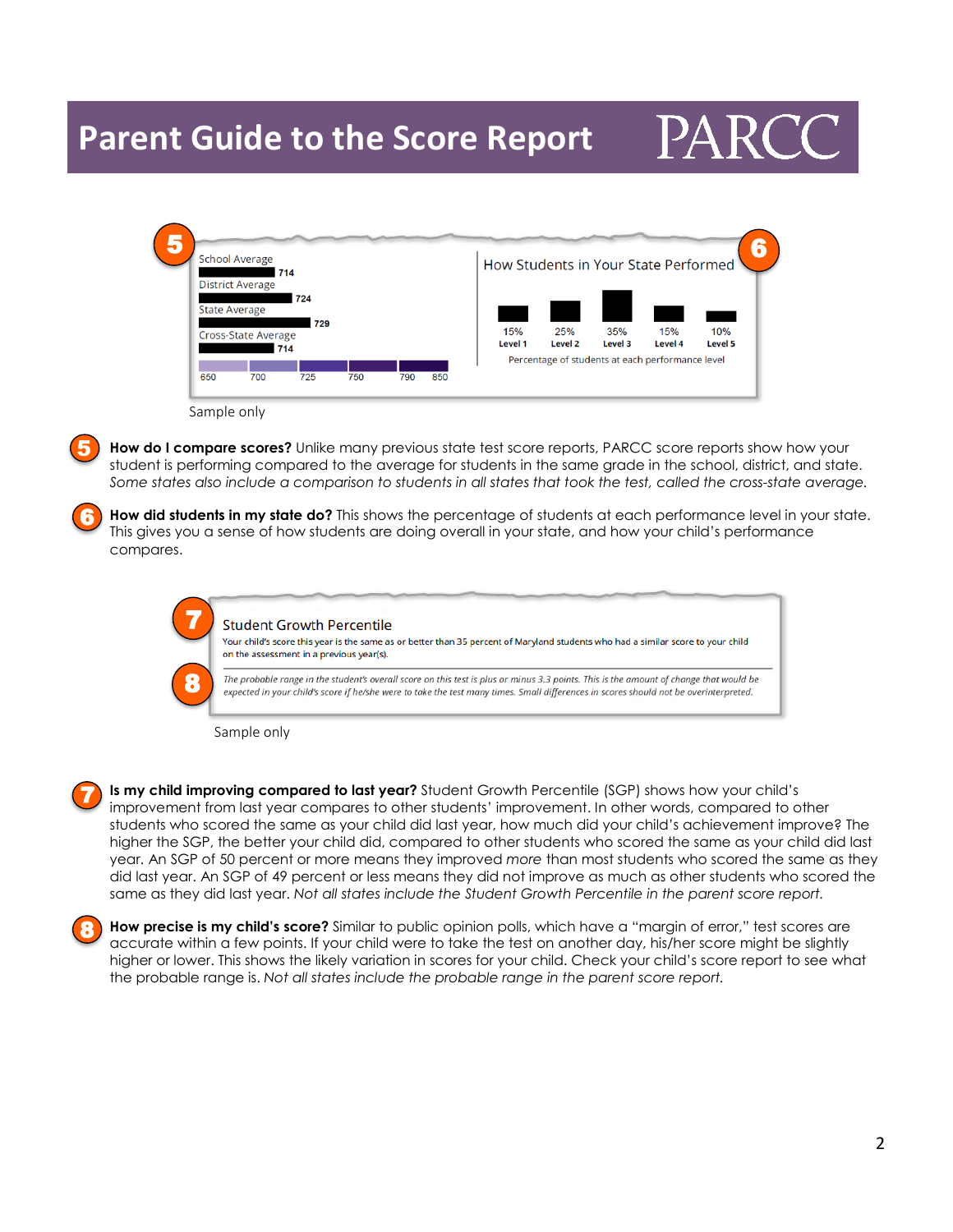# Parent Guide to the Score Report

PARCC

5

School Average 714

District Average 724

State Average 729

Cross-State Average 714

650 700 725 750 790 850

6

How Students in Your State Performed

| 15% | 25% | 35% | 15% | 10% |
|---|---|---|---|---|
| Level 1 | Level 2 | Level 3 | Level 4 | Level 5 |

Percentage of students at each performance level

Sample only

**5** **How do I compare scores?** Unlike many previous state test score reports, PARCC score reports show how your student is performing compared to the average for students in the same grade in the school, district, and state. *Some states also include a comparison to students in all states that took the test, called the cross-state average.*

**6** **How did students in my state do?** This shows the percentage of students at each performance level in your state. This gives you a sense of how students are doing overall in your state, and how your child's performance compares.

7

Student Growth Percentile

Your child's score this year is the same as or better than 35 percent of Maryland students who had a similar score to your child on the assessment in a previous year(s).

8

*The probable range in the student's overall score on this test is plus or minus 3.3 points. This is the amount of change that would be expected in your child's score if he/she were to take the test many times. Small differences in scores should not be overinterpreted.*

Sample only

**7** **Is my child improving compared to last year?** Student Growth Percentile (SGP) shows how your child's improvement from last year compares to other students' improvement. In other words, compared to other students who scored the same as your child did last year, how much did your child's achievement improve? The higher the SGP, the better your child did, compared to other students who scored the same as your child did last year. An SGP of 50 percent or more means they improved *more* than most students who scored the same as they did last year. An SGP of 49 percent or less means they did not improve as much as other students who scored the same as they did last year. *Not all states include the Student Growth Percentile in the parent score report.*

**8** **How precise is my child's score?** Similar to public opinion polls, which have a "margin of error," test scores are accurate within a few points. If your child were to take the test on another day, his/her score might be slightly higher or lower. This shows the likely variation in scores for your child. Check your child's score report to see what the probable range is. *Not all states include the probable range in the parent score report.*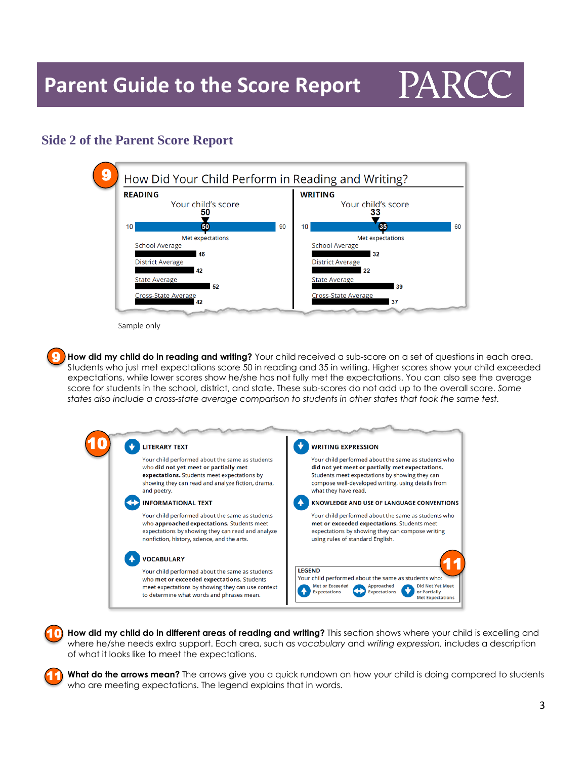# Parent Guide to the Score Report

PARCC

## Side 2 of the Parent Score Report

**9** How Did Your Child Perform in Reading and Writing?

**READING**

Your child's score
50

10 — 50 — 90

Met expectations

School Average 46

District Average 42

State Average 52

Cross-State Average 42

**WRITING**

Your child's score
33

10 — 35 — 60

Met expectations

School Average 32

District Average 22

State Average 39

Cross-State Average 37

Sample only

**9** **How did my child do in reading and writing?** Your child received a sub-score on a set of questions in each area. Students who just met expectations score 50 in reading and 35 in writing. Higher scores show your child exceeded expectations, while lower scores show he/she has not fully met the expectations. You can also see the average score for students in the school, district, and state. These sub-scores do not add up to the overall score. *Some states also include a cross-state average comparison to students in other states that took the same test.*

**10**

**LITERARY TEXT**

Your child performed about the same as students who **did not yet meet or partially met expectations.** Students meet expectations by showing they can read and analyze fiction, drama, and poetry.

**INFORMATIONAL TEXT**

Your child performed about the same as students who **approached expectations.** Students meet expectations by showing they can read and analyze nonfiction, history, science, and the arts.

**VOCABULARY**

Your child performed about the same as students who **met or exceeded expectations.** Students meet expectations by showing they can use context to determine what words and phrases mean.

**WRITING EXPRESSION**

Your child performed about the same as students who **did not yet meet or partially met expectations.** Students meet expectations by showing they can compose well-developed writing, using details from what they have read.

**KNOWLEDGE AND USE OF LANGUAGE CONVENTIONS**

Your child performed about the same as students who **met or exceeded expectations.** Students meet expectations by showing they can compose writing using rules of standard English.

**11**

**LEGEND**
Your child performed about the same as students who:
Met or Exceeded Expectations | Approached Expectations | Did Not Yet Meet or Partially Met Expectations

**10** **How did my child do in different areas of reading and writing?** This section shows where your child is excelling and where he/she needs extra support. Each area, such as *vocabulary* and *writing expression,* includes a description of what it looks like to meet the expectations.

**11** **What do the arrows mean?** The arrows give you a quick rundown on how your child is doing compared to students who are meeting expectations. The legend explains that in words.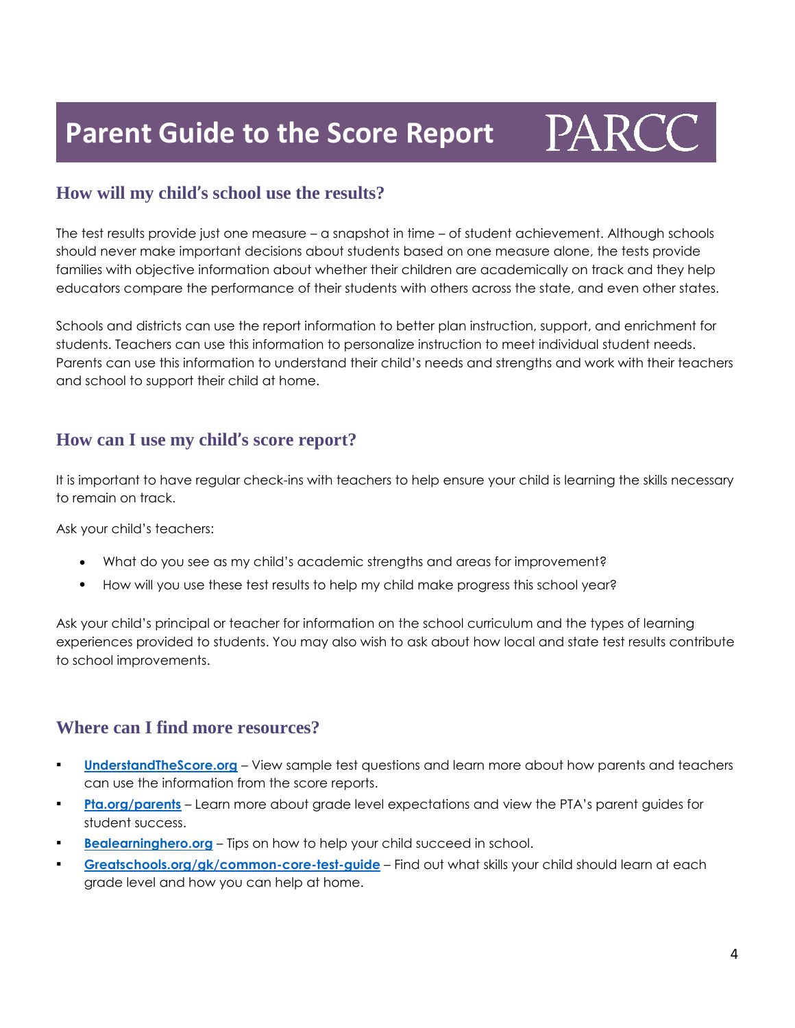# Parent Guide to the Score Report PARCC

## How will my child's school use the results?

The test results provide just one measure – a snapshot in time – of student achievement. Although schools should never make important decisions about students based on one measure alone, the tests provide families with objective information about whether their children are academically on track and they help educators compare the performance of their students with others across the state, and even other states.

Schools and districts can use the report information to better plan instruction, support, and enrichment for students. Teachers can use this information to personalize instruction to meet individual student needs. Parents can use this information to understand their child's needs and strengths and work with their teachers and school to support their child at home.

## How can I use my child's score report?

It is important to have regular check-ins with teachers to help ensure your child is learning the skills necessary to remain on track.

Ask your child's teachers:

- What do you see as my child's academic strengths and areas for improvement?
- How will you use these test results to help my child make progress this school year?

Ask your child's principal or teacher for information on the school curriculum and the types of learning experiences provided to students. You may also wish to ask about how local and state test results contribute to school improvements.

## Where can I find more resources?

- **UnderstandTheScore.org** – View sample test questions and learn more about how parents and teachers can use the information from the score reports.
- **Pta.org/parents** – Learn more about grade level expectations and view the PTA's parent guides for student success.
- **Bealearninghero.org** – Tips on how to help your child succeed in school.
- **Greatschools.org/gk/common-core-test-guide** – Find out what skills your child should learn at each grade level and how you can help at home.